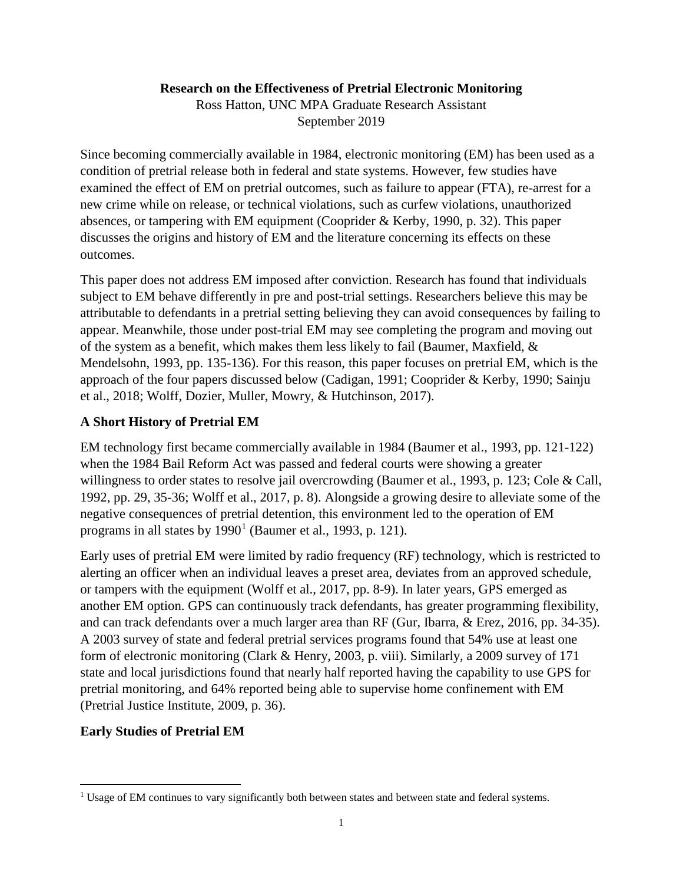**Research on the Effectiveness of Pretrial Electronic Monitoring**

Ross Hatton, UNC MPA Graduate Research Assistant
September 2019

Since becoming commercially available in 1984, electronic monitoring (EM) has been used as a condition of pretrial release both in federal and state systems. However, few studies have examined the effect of EM on pretrial outcomes, such as failure to appear (FTA), re-arrest for a new crime while on release, or technical violations, such as curfew violations, unauthorized absences, or tampering with EM equipment (Cooprider & Kerby, 1990, p. 32). This paper discusses the origins and history of EM and the literature concerning its effects on these outcomes.

This paper does not address EM imposed after conviction. Research has found that individuals subject to EM behave differently in pre and post-trial settings. Researchers believe this may be attributable to defendants in a pretrial setting believing they can avoid consequences by failing to appear. Meanwhile, those under post-trial EM may see completing the program and moving out of the system as a benefit, which makes them less likely to fail (Baumer, Maxfield, & Mendelsohn, 1993, pp. 135-136). For this reason, this paper focuses on pretrial EM, which is the approach of the four papers discussed below (Cadigan, 1991; Cooprider & Kerby, 1990; Sainju et al., 2018; Wolff, Dozier, Muller, Mowry, & Hutchinson, 2017).

## A Short History of Pretrial EM

EM technology first became commercially available in 1984 (Baumer et al., 1993, pp. 121-122) when the 1984 Bail Reform Act was passed and federal courts were showing a greater willingness to order states to resolve jail overcrowding (Baumer et al., 1993, p. 123; Cole & Call, 1992, pp. 29, 35-36; Wolff et al., 2017, p. 8). Alongside a growing desire to alleviate some of the negative consequences of pretrial detention, this environment led to the operation of EM programs in all states by 1990[1] (Baumer et al., 1993, p. 121).

Early uses of pretrial EM were limited by radio frequency (RF) technology, which is restricted to alerting an officer when an individual leaves a preset area, deviates from an approved schedule, or tampers with the equipment (Wolff et al., 2017, pp. 8-9). In later years, GPS emerged as another EM option. GPS can continuously track defendants, has greater programming flexibility, and can track defendants over a much larger area than RF (Gur, Ibarra, & Erez, 2016, pp. 34-35). A 2003 survey of state and federal pretrial services programs found that 54% use at least one form of electronic monitoring (Clark & Henry, 2003, p. viii). Similarly, a 2009 survey of 171 state and local jurisdictions found that nearly half reported having the capability to use GPS for pretrial monitoring, and 64% reported being able to supervise home confinement with EM (Pretrial Justice Institute, 2009, p. 36).

## Early Studies of Pretrial EM

[1] Usage of EM continues to vary significantly both between states and between state and federal systems.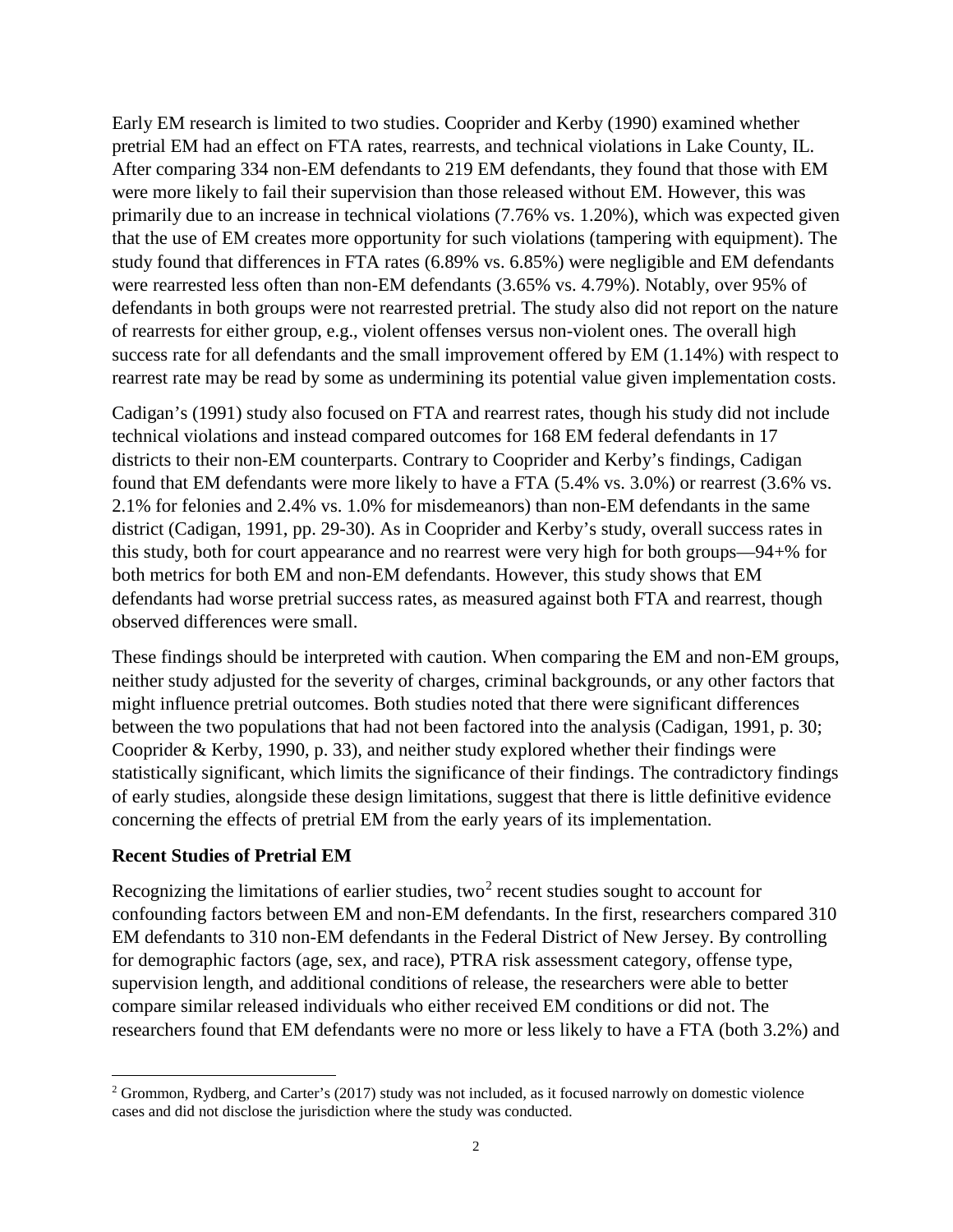Early EM research is limited to two studies. Cooprider and Kerby (1990) examined whether pretrial EM had an effect on FTA rates, rearrests, and technical violations in Lake County, IL. After comparing 334 non-EM defendants to 219 EM defendants, they found that those with EM were more likely to fail their supervision than those released without EM. However, this was primarily due to an increase in technical violations (7.76% vs. 1.20%), which was expected given that the use of EM creates more opportunity for such violations (tampering with equipment). The study found that differences in FTA rates (6.89% vs. 6.85%) were negligible and EM defendants were rearrested less often than non-EM defendants (3.65% vs. 4.79%). Notably, over 95% of defendants in both groups were not rearrested pretrial. The study also did not report on the nature of rearrests for either group, e.g., violent offenses versus non-violent ones. The overall high success rate for all defendants and the small improvement offered by EM (1.14%) with respect to rearrest rate may be read by some as undermining its potential value given implementation costs.

Cadigan's (1991) study also focused on FTA and rearrest rates, though his study did not include technical violations and instead compared outcomes for 168 EM federal defendants in 17 districts to their non-EM counterparts. Contrary to Cooprider and Kerby's findings, Cadigan found that EM defendants were more likely to have a FTA (5.4% vs. 3.0%) or rearrest (3.6% vs. 2.1% for felonies and 2.4% vs. 1.0% for misdemeanors) than non-EM defendants in the same district (Cadigan, 1991, pp. 29-30). As in Cooprider and Kerby's study, overall success rates in this study, both for court appearance and no rearrest were very high for both groups—94+% for both metrics for both EM and non-EM defendants. However, this study shows that EM defendants had worse pretrial success rates, as measured against both FTA and rearrest, though observed differences were small.

These findings should be interpreted with caution. When comparing the EM and non-EM groups, neither study adjusted for the severity of charges, criminal backgrounds, or any other factors that might influence pretrial outcomes. Both studies noted that there were significant differences between the two populations that had not been factored into the analysis (Cadigan, 1991, p. 30; Cooprider & Kerby, 1990, p. 33), and neither study explored whether their findings were statistically significant, which limits the significance of their findings. The contradictory findings of early studies, alongside these design limitations, suggest that there is little definitive evidence concerning the effects of pretrial EM from the early years of its implementation.

**Recent Studies of Pretrial EM**

Recognizing the limitations of earlier studies, two[2] recent studies sought to account for confounding factors between EM and non-EM defendants. In the first, researchers compared 310 EM defendants to 310 non-EM defendants in the Federal District of New Jersey. By controlling for demographic factors (age, sex, and race), PTRA risk assessment category, offense type, supervision length, and additional conditions of release, the researchers were able to better compare similar released individuals who either received EM conditions or did not. The researchers found that EM defendants were no more or less likely to have a FTA (both 3.2%) and

[2] Grommon, Rydberg, and Carter's (2017) study was not included, as it focused narrowly on domestic violence cases and did not disclose the jurisdiction where the study was conducted.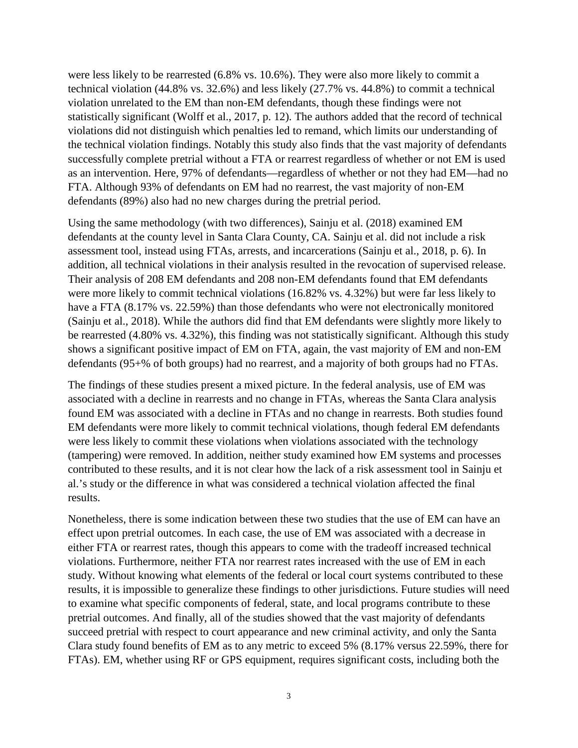were less likely to be rearrested (6.8% vs. 10.6%). They were also more likely to commit a technical violation (44.8% vs. 32.6%) and less likely (27.7% vs. 44.8%) to commit a technical violation unrelated to the EM than non-EM defendants, though these findings were not statistically significant (Wolff et al., 2017, p. 12). The authors added that the record of technical violations did not distinguish which penalties led to remand, which limits our understanding of the technical violation findings. Notably this study also finds that the vast majority of defendants successfully complete pretrial without a FTA or rearrest regardless of whether or not EM is used as an intervention. Here, 97% of defendants—regardless of whether or not they had EM—had no FTA. Although 93% of defendants on EM had no rearrest, the vast majority of non-EM defendants (89%) also had no new charges during the pretrial period.

Using the same methodology (with two differences), Sainju et al. (2018) examined EM defendants at the county level in Santa Clara County, CA. Sainju et al. did not include a risk assessment tool, instead using FTAs, arrests, and incarcerations (Sainju et al., 2018, p. 6). In addition, all technical violations in their analysis resulted in the revocation of supervised release. Their analysis of 208 EM defendants and 208 non-EM defendants found that EM defendants were more likely to commit technical violations (16.82% vs. 4.32%) but were far less likely to have a FTA (8.17% vs. 22.59%) than those defendants who were not electronically monitored (Sainju et al., 2018). While the authors did find that EM defendants were slightly more likely to be rearrested (4.80% vs. 4.32%), this finding was not statistically significant. Although this study shows a significant positive impact of EM on FTA, again, the vast majority of EM and non-EM defendants (95+% of both groups) had no rearrest, and a majority of both groups had no FTAs.

The findings of these studies present a mixed picture. In the federal analysis, use of EM was associated with a decline in rearrests and no change in FTAs, whereas the Santa Clara analysis found EM was associated with a decline in FTAs and no change in rearrests. Both studies found EM defendants were more likely to commit technical violations, though federal EM defendants were less likely to commit these violations when violations associated with the technology (tampering) were removed. In addition, neither study examined how EM systems and processes contributed to these results, and it is not clear how the lack of a risk assessment tool in Sainju et al.'s study or the difference in what was considered a technical violation affected the final results.

Nonetheless, there is some indication between these two studies that the use of EM can have an effect upon pretrial outcomes. In each case, the use of EM was associated with a decrease in either FTA or rearrest rates, though this appears to come with the tradeoff increased technical violations. Furthermore, neither FTA nor rearrest rates increased with the use of EM in each study. Without knowing what elements of the federal or local court systems contributed to these results, it is impossible to generalize these findings to other jurisdictions. Future studies will need to examine what specific components of federal, state, and local programs contribute to these pretrial outcomes. And finally, all of the studies showed that the vast majority of defendants succeed pretrial with respect to court appearance and new criminal activity, and only the Santa Clara study found benefits of EM as to any metric to exceed 5% (8.17% versus 22.59%, there for FTAs). EM, whether using RF or GPS equipment, requires significant costs, including both the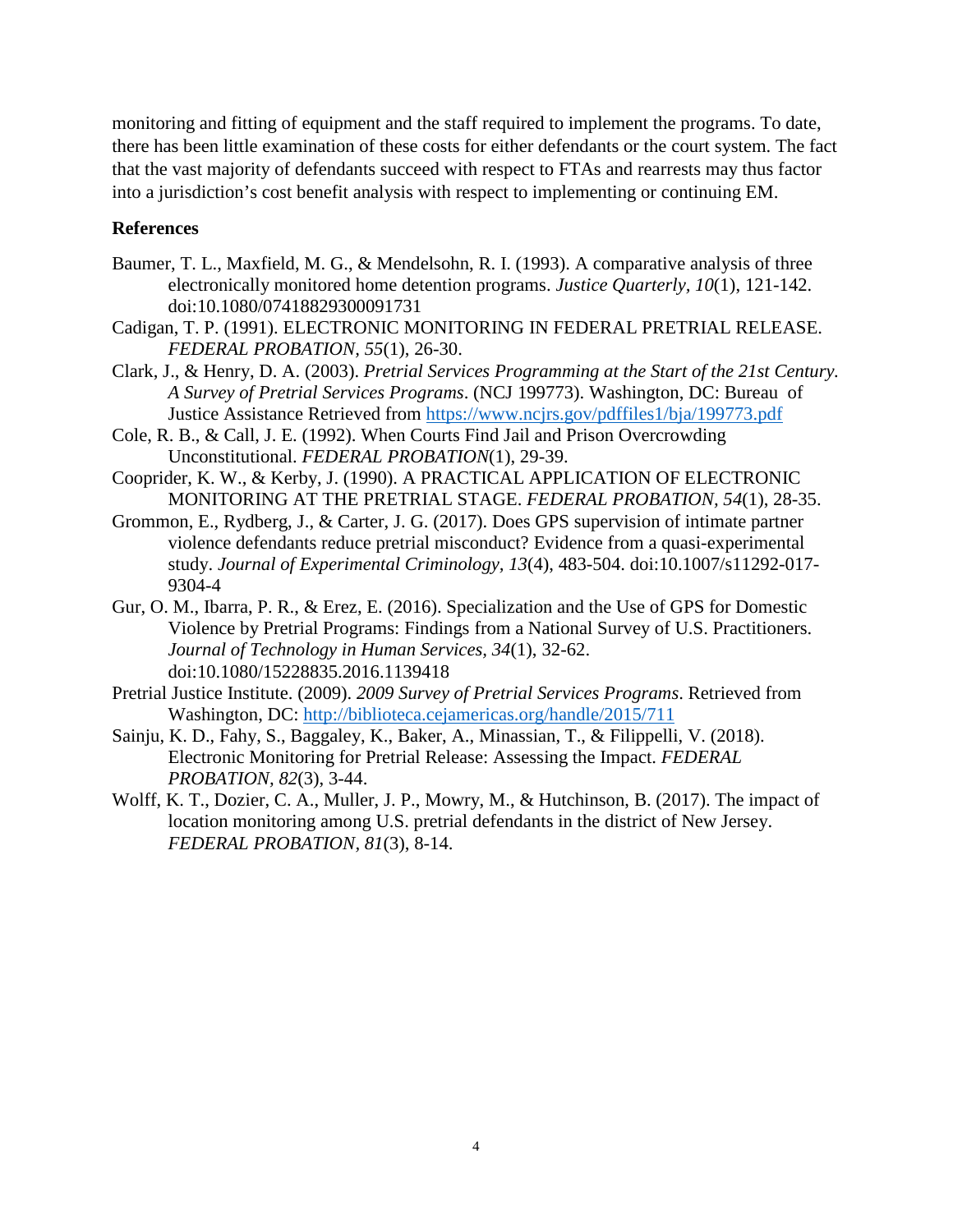monitoring and fitting of equipment and the staff required to implement the programs. To date, there has been little examination of these costs for either defendants or the court system. The fact that the vast majority of defendants succeed with respect to FTAs and rearrests may thus factor into a jurisdiction's cost benefit analysis with respect to implementing or continuing EM.

## References

Baumer, T. L., Maxfield, M. G., & Mendelsohn, R. I. (1993). A comparative analysis of three electronically monitored home detention programs. *Justice Quarterly, 10*(1), 121-142. doi:10.1080/07418829300091731

Cadigan, T. P. (1991). ELECTRONIC MONITORING IN FEDERAL PRETRIAL RELEASE. *FEDERAL PROBATION, 55*(1), 26-30.

Clark, J., & Henry, D. A. (2003). *Pretrial Services Programming at the Start of the 21st Century. A Survey of Pretrial Services Programs*. (NCJ 199773). Washington, DC: Bureau of Justice Assistance Retrieved from https://www.ncjrs.gov/pdffiles1/bja/199773.pdf

Cole, R. B., & Call, J. E. (1992). When Courts Find Jail and Prison Overcrowding Unconstitutional. *FEDERAL PROBATION*(1), 29-39.

Cooprider, K. W., & Kerby, J. (1990). A PRACTICAL APPLICATION OF ELECTRONIC MONITORING AT THE PRETRIAL STAGE. *FEDERAL PROBATION, 54*(1), 28-35.

Grommon, E., Rydberg, J., & Carter, J. G. (2017). Does GPS supervision of intimate partner violence defendants reduce pretrial misconduct? Evidence from a quasi-experimental study. *Journal of Experimental Criminology, 13*(4), 483-504. doi:10.1007/s11292-017-9304-4

Gur, O. M., Ibarra, P. R., & Erez, E. (2016). Specialization and the Use of GPS for Domestic Violence by Pretrial Programs: Findings from a National Survey of U.S. Practitioners. *Journal of Technology in Human Services, 34*(1), 32-62. doi:10.1080/15228835.2016.1139418

Pretrial Justice Institute. (2009). *2009 Survey of Pretrial Services Programs*. Retrieved from Washington, DC: http://biblioteca.cejamericas.org/handle/2015/711

Sainju, K. D., Fahy, S., Baggaley, K., Baker, A., Minassian, T., & Filippelli, V. (2018). Electronic Monitoring for Pretrial Release: Assessing the Impact. *FEDERAL PROBATION, 82*(3), 3-44.

Wolff, K. T., Dozier, C. A., Muller, J. P., Mowry, M., & Hutchinson, B. (2017). The impact of location monitoring among U.S. pretrial defendants in the district of New Jersey. *FEDERAL PROBATION, 81*(3), 8-14.